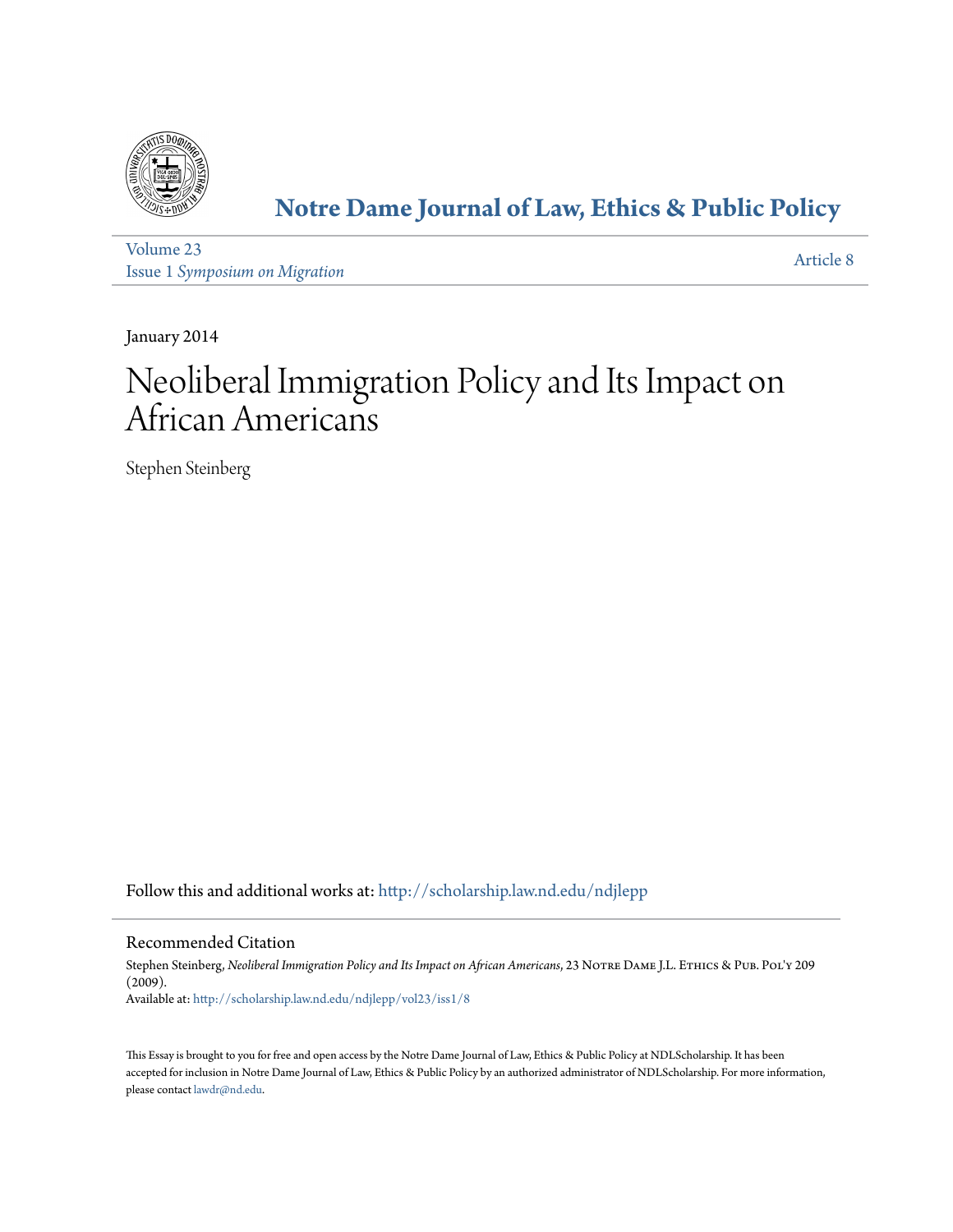# Notre Dame Journal of Law, Ethics & Public Policy

Volume 23
Issue 1 *Symposium on Migration*

Article 8

January 2014

# Neoliberal Immigration Policy and Its Impact on African Americans

Stephen Steinberg

Follow this and additional works at: http://scholarship.law.nd.edu/ndjlepp

## Recommended Citation

Stephen Steinberg, *Neoliberal Immigration Policy and Its Impact on African Americans*, 23 Notre Dame J.L. Ethics & Pub. Pol'y 209 (2009).
Available at: http://scholarship.law.nd.edu/ndjlepp/vol23/iss1/8

This Essay is brought to you for free and open access by the Notre Dame Journal of Law, Ethics & Public Policy at NDLScholarship. It has been accepted for inclusion in Notre Dame Journal of Law, Ethics & Public Policy by an authorized administrator of NDLScholarship. For more information, please contact lawdr@nd.edu.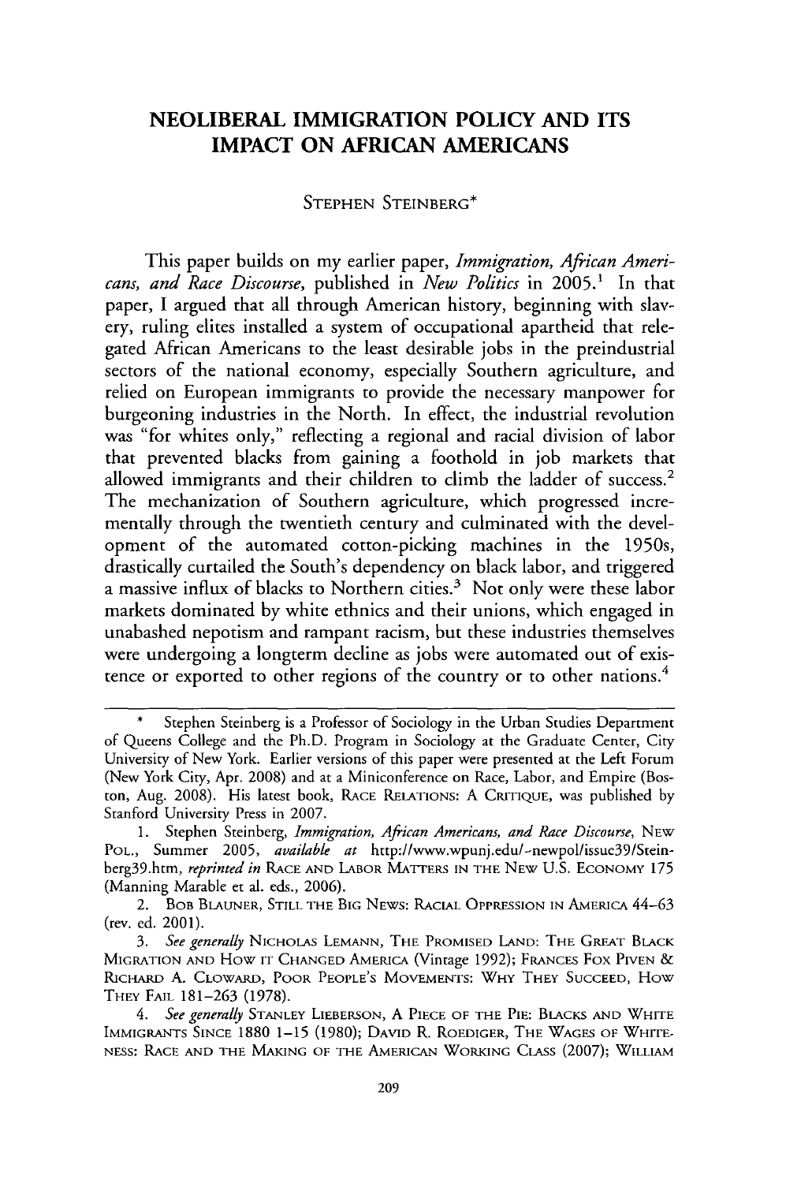# NEOLIBERAL IMMIGRATION POLICY AND ITS IMPACT ON AFRICAN AMERICANS

STEPHEN STEINBERG*

This paper builds on my earlier paper, *Immigration, African Americans, and Race Discourse*, published in *New Politics* in 2005.[1] In that paper, I argued that all through American history, beginning with slavery, ruling elites installed a system of occupational apartheid that relegated African Americans to the least desirable jobs in the preindustrial sectors of the national economy, especially Southern agriculture, and relied on European immigrants to provide the necessary manpower for burgeoning industries in the North. In effect, the industrial revolution was "for whites only," reflecting a regional and racial division of labor that prevented blacks from gaining a foothold in job markets that allowed immigrants and their children to climb the ladder of success.[2] The mechanization of Southern agriculture, which progressed incrementally through the twentieth century and culminated with the development of the automated cotton-picking machines in the 1950s, drastically curtailed the South's dependency on black labor, and triggered a massive influx of blacks to Northern cities.[3] Not only were these labor markets dominated by white ethnics and their unions, which engaged in unabashed nepotism and rampant racism, but these industries themselves were undergoing a longterm decline as jobs were automated out of existence or exported to other regions of the country or to other nations.[4]

---

\* Stephen Steinberg is a Professor of Sociology in the Urban Studies Department of Queens College and the Ph.D. Program in Sociology at the Graduate Center, City University of New York. Earlier versions of this paper were presented at the Left Forum (New York City, Apr. 2008) and at a Miniconference on Race, Labor, and Empire (Boston, Aug. 2008). His latest book, RACE RELATIONS: A CRITIQUE, was published by Stanford University Press in 2007.

1. Stephen Steinberg, *Immigration, African Americans, and Race Discourse*, NEW POL., Summer 2005, *available at* http://www.wpunj.edu/~newpol/issue39/Steinberg39.htm, *reprinted in* RACE AND LABOR MATTERS IN THE NEW U.S. ECONOMY 175 (Manning Marable et al. eds., 2006).

2. BOB BLAUNER, STILL THE BIG NEWS: RACIAL OPPRESSION IN AMERICA 44–63 (rev. ed. 2001).

3. *See generally* NICHOLAS LEMANN, THE PROMISED LAND: THE GREAT BLACK MIGRATION AND HOW IT CHANGED AMERICA (Vintage 1992); FRANCES FOX PIVEN & RICHARD A. CLOWARD, POOR PEOPLE'S MOVEMENTS: WHY THEY SUCCEED, HOW THEY FAIL 181–263 (1978).

4. *See generally* STANLEY LIEBERSON, A PIECE OF THE PIE: BLACKS AND WHITE IMMIGRANTS SINCE 1880 1–15 (1980); DAVID R. ROEDIGER, THE WAGES OF WHITENESS: RACE AND THE MAKING OF THE AMERICAN WORKING CLASS (2007); WILLIAM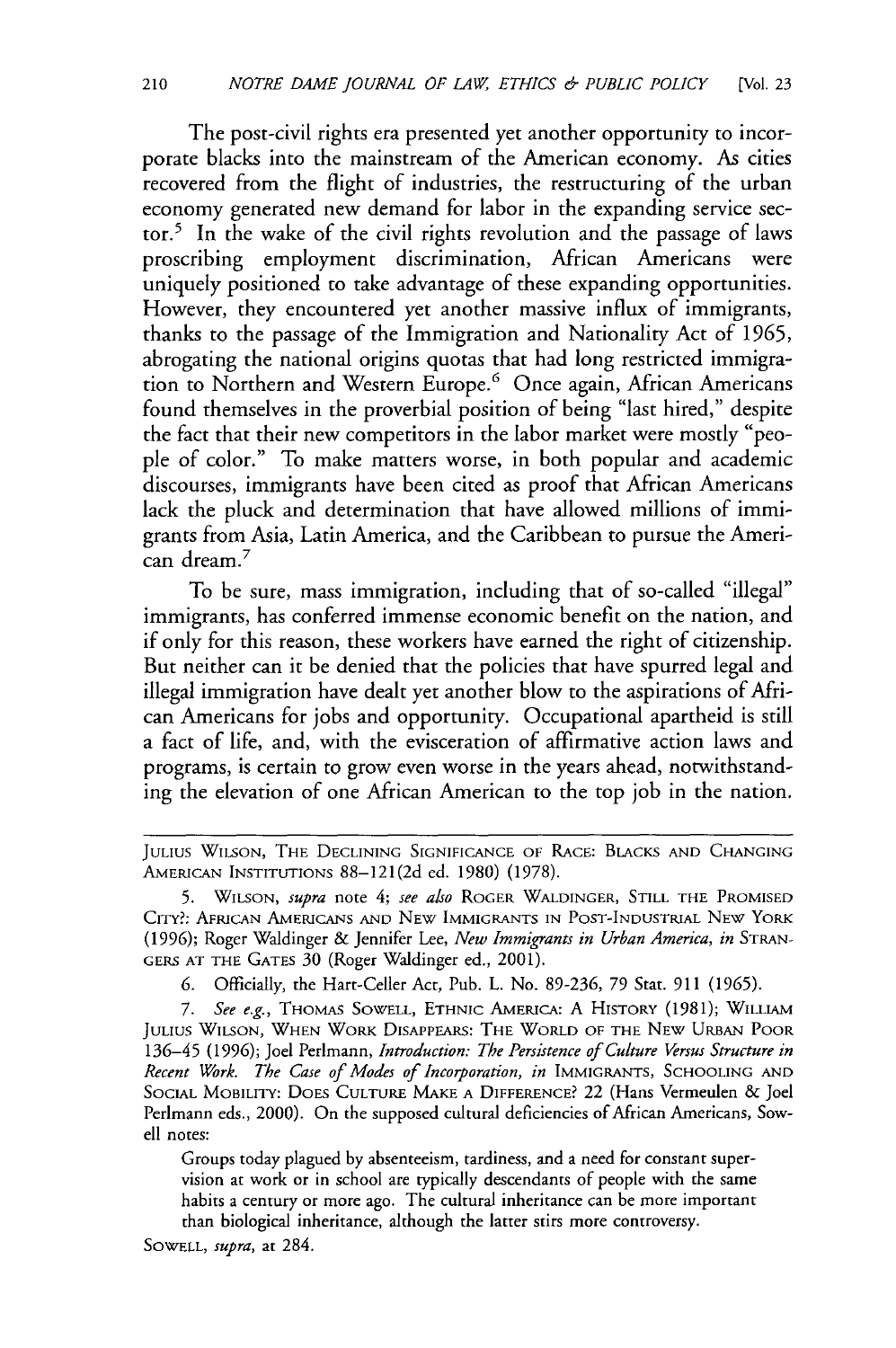The post-civil rights era presented yet another opportunity to incorporate blacks into the mainstream of the American economy. As cities recovered from the flight of industries, the restructuring of the urban economy generated new demand for labor in the expanding service sector.[5] In the wake of the civil rights revolution and the passage of laws proscribing employment discrimination, African Americans were uniquely positioned to take advantage of these expanding opportunities. However, they encountered yet another massive influx of immigrants, thanks to the passage of the Immigration and Nationality Act of 1965, abrogating the national origins quotas that had long restricted immigration to Northern and Western Europe.[6] Once again, African Americans found themselves in the proverbial position of being "last hired," despite the fact that their new competitors in the labor market were mostly "people of color." To make matters worse, in both popular and academic discourses, immigrants have been cited as proof that African Americans lack the pluck and determination that have allowed millions of immigrants from Asia, Latin America, and the Caribbean to pursue the American dream.[7]

To be sure, mass immigration, including that of so-called "illegal" immigrants, has conferred immense economic benefit on the nation, and if only for this reason, these workers have earned the right of citizenship. But neither can it be denied that the policies that have spurred legal and illegal immigration have dealt yet another blow to the aspirations of African Americans for jobs and opportunity. Occupational apartheid is still a fact of life, and, with the evisceration of affirmative action laws and programs, is certain to grow even worse in the years ahead, notwithstanding the elevation of one African American to the top job in the nation.

---

JULIUS WILSON, THE DECLINING SIGNIFICANCE OF RACE: BLACKS AND CHANGING AMERICAN INSTITUTIONS 88–121(2d ed. 1980) (1978).

5. WILSON, *supra* note 4; *see also* ROGER WALDINGER, STILL THE PROMISED CITY?: AFRICAN AMERICANS AND NEW IMMIGRANTS IN POST-INDUSTRIAL NEW YORK (1996); Roger Waldinger & Jennifer Lee, *New Immigrants in Urban America*, *in* STRANGERS AT THE GATES 30 (Roger Waldinger ed., 2001).

6. Officially, the Hart-Celler Act, Pub. L. No. 89-236, 79 Stat. 911 (1965).

7. *See e.g.*, THOMAS SOWELL, ETHNIC AMERICA: A HISTORY (1981); WILLIAM JULIUS WILSON, WHEN WORK DISAPPEARS: THE WORLD OF THE NEW URBAN POOR 136–45 (1996); Joel Perlmann, *Introduction: The Persistence of Culture Versus Structure in Recent Work. The Case of Modes of Incorporation*, *in* IMMIGRANTS, SCHOOLING AND SOCIAL MOBILITY: DOES CULTURE MAKE A DIFFERENCE? 22 (Hans Vermeulen & Joel Perlmann eds., 2000). On the supposed cultural deficiencies of African Americans, Sowell notes:

> Groups today plagued by absenteeism, tardiness, and a need for constant supervision at work or in school are typically descendants of people with the same habits a century or more ago. The cultural inheritance can be more important than biological inheritance, although the latter stirs more controversy.

SOWELL, *supra*, at 284.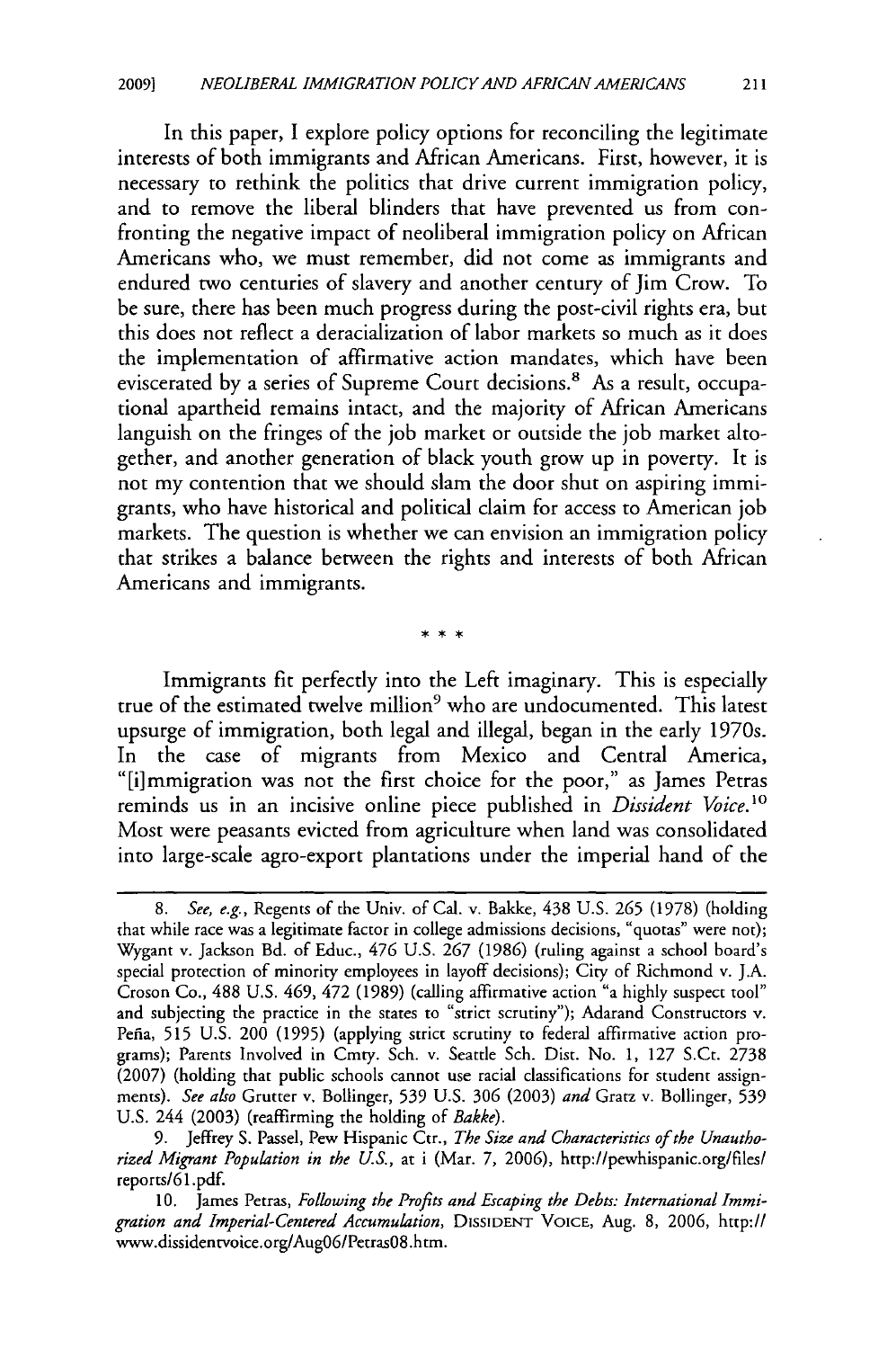In this paper, I explore policy options for reconciling the legitimate interests of both immigrants and African Americans. First, however, it is necessary to rethink the politics that drive current immigration policy, and to remove the liberal blinders that have prevented us from confronting the negative impact of neoliberal immigration policy on African Americans who, we must remember, did not come as immigrants and endured two centuries of slavery and another century of Jim Crow. To be sure, there has been much progress during the post-civil rights era, but this does not reflect a deracialization of labor markets so much as it does the implementation of affirmative action mandates, which have been eviscerated by a series of Supreme Court decisions.[8] As a result, occupational apartheid remains intact, and the majority of African Americans languish on the fringes of the job market or outside the job market altogether, and another generation of black youth grow up in poverty. It is not my contention that we should slam the door shut on aspiring immigrants, who have historical and political claim for access to American job markets. The question is whether we can envision an immigration policy that strikes a balance between the rights and interests of both African Americans and immigrants.

\* \* \*

Immigrants fit perfectly into the Left imaginary. This is especially true of the estimated twelve million[9] who are undocumented. This latest upsurge of immigration, both legal and illegal, began in the early 1970s. In the case of migrants from Mexico and Central America, "[i]mmigration was not the first choice for the poor," as James Petras reminds us in an incisive online piece published in *Dissident Voice*.[10] Most were peasants evicted from agriculture when land was consolidated into large-scale agro-export plantations under the imperial hand of the

---

8. *See, e.g.*, Regents of the Univ. of Cal. v. Bakke, 438 U.S. 265 (1978) (holding that while race was a legitimate factor in college admissions decisions, "quotas" were not); Wygant v. Jackson Bd. of Educ., 476 U.S. 267 (1986) (ruling against a school board's special protection of minority employees in layoff decisions); City of Richmond v. J.A. Croson Co., 488 U.S. 469, 472 (1989) (calling affirmative action "a highly suspect tool" and subjecting the practice in the states to "strict scrutiny"); Adarand Constructors v. Peña, 515 U.S. 200 (1995) (applying strict scrutiny to federal affirmative action programs); Parents Involved in Cmty. Sch. v. Seattle Sch. Dist. No. 1, 127 S.Ct. 2738 (2007) (holding that public schools cannot use racial classifications for student assignments). *See also* Grutter v. Bollinger, 539 U.S. 306 (2003) *and* Gratz v. Bollinger, 539 U.S. 244 (2003) (reaffirming the holding of *Bakke*).

9. Jeffrey S. Passel, Pew Hispanic Ctr., *The Size and Characteristics of the Unauthorized Migrant Population in the U.S.*, at i (Mar. 7, 2006), http://pewhispanic.org/files/reports/61.pdf.

10. James Petras, *Following the Profits and Escaping the Debts: International Immigration and Imperial-Centered Accumulation*, DISSIDENT VOICE, Aug. 8, 2006, http://www.dissidentvoice.org/Aug06/Petras08.htm.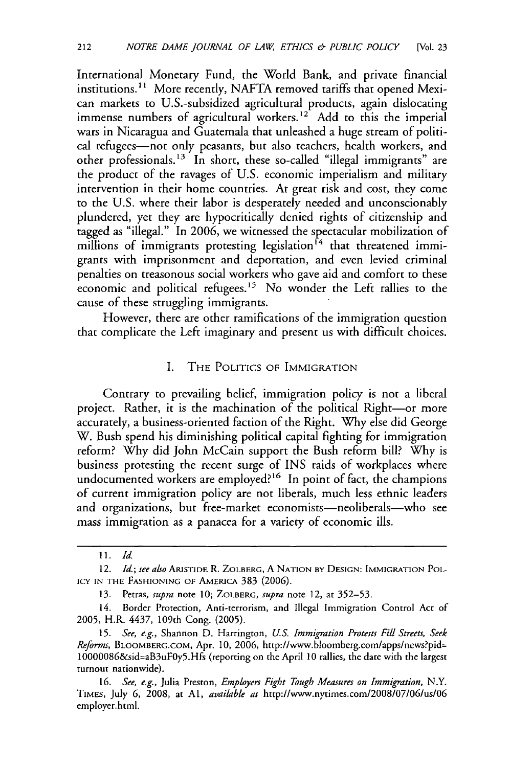International Monetary Fund, the World Bank, and private financial institutions.[11] More recently, NAFTA removed tariffs that opened Mexican markets to U.S.-subsidized agricultural products, again dislocating immense numbers of agricultural workers.[12] Add to this the imperial wars in Nicaragua and Guatemala that unleashed a huge stream of political refugees—not only peasants, but also teachers, health workers, and other professionals.[13] In short, these so-called "illegal immigrants" are the product of the ravages of U.S. economic imperialism and military intervention in their home countries. At great risk and cost, they come to the U.S. where their labor is desperately needed and unconscionably plundered, yet they are hypocritically denied rights of citizenship and tagged as "illegal." In 2006, we witnessed the spectacular mobilization of millions of immigrants protesting legislation[14] that threatened immigrants with imprisonment and deportation, and even levied criminal penalties on treasonous social workers who gave aid and comfort to these economic and political refugees.[15] No wonder the Left rallies to the cause of these struggling immigrants.

However, there are other ramifications of the immigration question that complicate the Left imaginary and present us with difficult choices.

## I. THE POLITICS OF IMMIGRATION

Contrary to prevailing belief, immigration policy is not a liberal project. Rather, it is the machination of the political Right—or more accurately, a business-oriented faction of the Right. Why else did George W. Bush spend his diminishing political capital fighting for immigration reform? Why did John McCain support the Bush reform bill? Why is business protesting the recent surge of INS raids of workplaces where undocumented workers are employed?[16] In point of fact, the champions of current immigration policy are not liberals, much less ethnic leaders and organizations, but free-market economists—neoliberals—who see mass immigration as a panacea for a variety of economic ills.

---

11. *Id.*

12. *Id.*; *see also* ARISTIDE R. ZOLBERG, A NATION BY DESIGN: IMMIGRATION POLICY IN THE FASHIONING OF AMERICA 383 (2006).

13. Petras, *supra* note 10; ZOLBERG, *supra* note 12, at 352–53.

14. Border Protection, Anti-terrorism, and Illegal Immigration Control Act of 2005, H.R. 4437, 109th Cong. (2005).

15. *See, e.g.*, Shannon D. Harrington, *U.S. Immigration Protests Fill Streets, Seek Reforms*, BLOOMBERG.COM, Apr. 10, 2006, http://www.bloomberg.com/apps/news?pid=10000086&sid=aB3uF0y5.Hfs (reporting on the April 10 rallies, the date with the largest turnout nationwide).

16. *See, e.g.*, Julia Preston, *Employers Fight Tough Measures on Immigration*, N.Y. TIMES, July 6, 2008, at A1, *available at* http://www.nytimes.com/2008/07/06/us/06employer.html.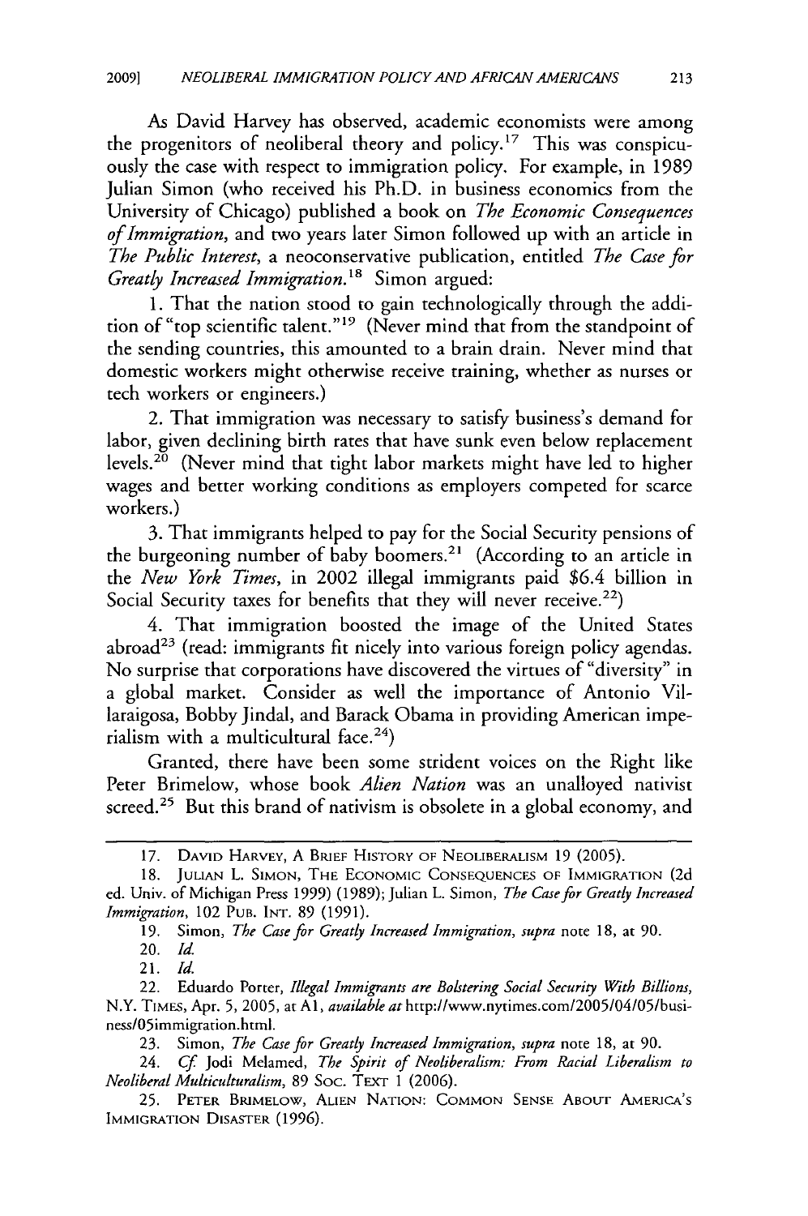As David Harvey has observed, academic economists were among the progenitors of neoliberal theory and policy.[17] This was conspicuously the case with respect to immigration policy. For example, in 1989 Julian Simon (who received his Ph.D. in business economics from the University of Chicago) published a book on *The Economic Consequences of Immigration*, and two years later Simon followed up with an article in *The Public Interest*, a neoconservative publication, entitled *The Case for Greatly Increased Immigration*.[18] Simon argued:

1. That the nation stood to gain technologically through the addition of "top scientific talent."[19] (Never mind that from the standpoint of the sending countries, this amounted to a brain drain. Never mind that domestic workers might otherwise receive training, whether as nurses or tech workers or engineers.)

2. That immigration was necessary to satisfy business's demand for labor, given declining birth rates that have sunk even below replacement levels.[20] (Never mind that tight labor markets might have led to higher wages and better working conditions as employers competed for scarce workers.)

3. That immigrants helped to pay for the Social Security pensions of the burgeoning number of baby boomers.[21] (According to an article in the *New York Times*, in 2002 illegal immigrants paid $6.4 billion in Social Security taxes for benefits that they will never receive.[22])

4. That immigration boosted the image of the United States abroad[23] (read: immigrants fit nicely into various foreign policy agendas. No surprise that corporations have discovered the virtues of "diversity" in a global market. Consider as well the importance of Antonio Villaraigosa, Bobby Jindal, and Barack Obama in providing American imperialism with a multicultural face.[24])

Granted, there have been some strident voices on the Right like Peter Brimelow, whose book *Alien Nation* was an unalloyed nativist screed.[25] But this brand of nativism is obsolete in a global economy, and

---

17. DAVID HARVEY, A BRIEF HISTORY OF NEOLIBERALISM 19 (2005).

18. JULIAN L. SIMON, THE ECONOMIC CONSEQUENCES OF IMMIGRATION (2d ed. Univ. of Michigan Press 1999) (1989); Julian L. Simon, *The Case for Greatly Increased Immigration*, 102 PUB. INT. 89 (1991).

19. Simon, *The Case for Greatly Increased Immigration*, *supra* note 18, at 90.

20. *Id.*

21. *Id.*

22. Eduardo Porter, *Illegal Immigrants are Bolstering Social Security With Billions*, N.Y. TIMES, Apr. 5, 2005, at A1, *available at* http://www.nytimes.com/2005/04/05/business/05immigration.html.

23. Simon, *The Case for Greatly Increased Immigration*, *supra* note 18, at 90.

24. *Cf.* Jodi Melamed, *The Spirit of Neoliberalism: From Racial Liberalism to Neoliberal Multiculturalism*, 89 SOC. TEXT 1 (2006).

25. PETER BRIMELOW, ALIEN NATION: COMMON SENSE ABOUT AMERICA'S IMMIGRATION DISASTER (1996).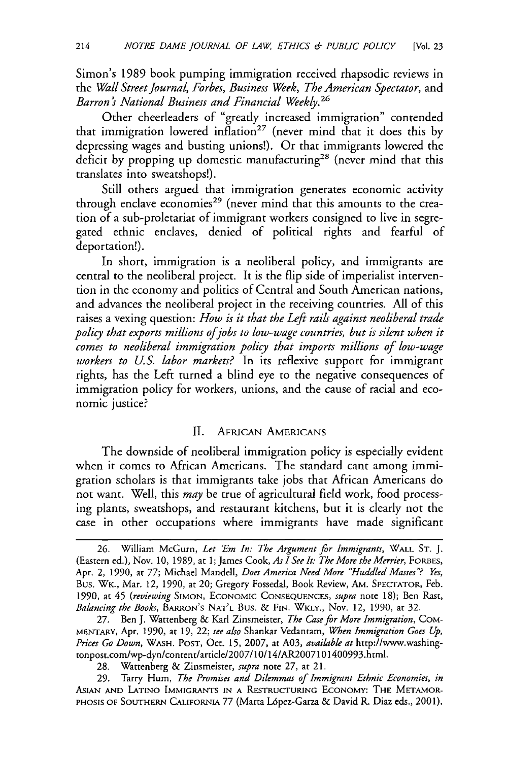Simon's 1989 book pumping immigration received rhapsodic reviews in the *Wall Street Journal*, *Forbes*, *Business Week*, *The American Spectator*, and *Barron's National Business and Financial Weekly*.[26]

Other cheerleaders of "greatly increased immigration" contended that immigration lowered inflation[27] (never mind that it does this by depressing wages and busting unions!). Or that immigrants lowered the deficit by propping up domestic manufacturing[28] (never mind that this translates into sweatshops!).

Still others argued that immigration generates economic activity through enclave economies[29] (never mind that this amounts to the creation of a sub-proletariat of immigrant workers consigned to live in segregated ethnic enclaves, denied of political rights and fearful of deportation!).

In short, immigration is a neoliberal policy, and immigrants are central to the neoliberal project. It is the flip side of imperialist intervention in the economy and politics of Central and South American nations, and advances the neoliberal project in the receiving countries. All of this raises a vexing question: *How is it that the Left rails against neoliberal trade policy that exports millions of jobs to low-wage countries, but is silent when it comes to neoliberal immigration policy that imports millions of low-wage workers to U.S. labor markets?* In its reflexive support for immigrant rights, has the Left turned a blind eye to the negative consequences of immigration policy for workers, unions, and the cause of racial and economic justice?

## II. African Americans

The downside of neoliberal immigration policy is especially evident when it comes to African Americans. The standard cant among immigration scholars is that immigrants take jobs that African Americans do not want. Well, this *may* be true of agricultural field work, food processing plants, sweatshops, and restaurant kitchens, but it is clearly not the case in other occupations where immigrants have made significant

---

26. William McGurn, *Let 'Em In: The Argument for Immigrants*, Wall St. J. (Eastern ed.), Nov. 10, 1989, at 1; James Cook, *As I See It: The More the Merrier*, Forbes, Apr. 2, 1990, at 77; Michael Mandell, *Does America Need More "Huddled Masses"? Yes*, Bus. Wk., Mar. 12, 1990, at 20; Gregory Fossedal, Book Review, Am. Spectator, Feb. 1990, at 45 (*reviewing* Simon, Economic Consequences, *supra* note 18); Ben Rast, *Balancing the Books*, Barron's Nat'l Bus. & Fin. Wkly., Nov. 12, 1990, at 32.

27. Ben J. Wattenberg & Karl Zinsmeister, *The Case for More Immigration*, Commentary, Apr. 1990, at 19, 22; *see also* Shankar Vedantam, *When Immigration Goes Up, Prices Go Down*, Wash. Post, Oct. 15, 2007, at A03, *available at* http://www.washingtonpost.com/wp-dyn/content/article/2007/10/14/AR2007101400993.html.

28. Wattenberg & Zinsmeister, *supra* note 27, at 21.

29. Tarry Hum, *The Promises and Dilemmas of Immigrant Ethnic Economies*, *in* Asian and Latino Immigrants in a Restructuring Economy: The Metamorphosis of Southern California 77 (Marta López-Garza & David R. Diaz eds., 2001).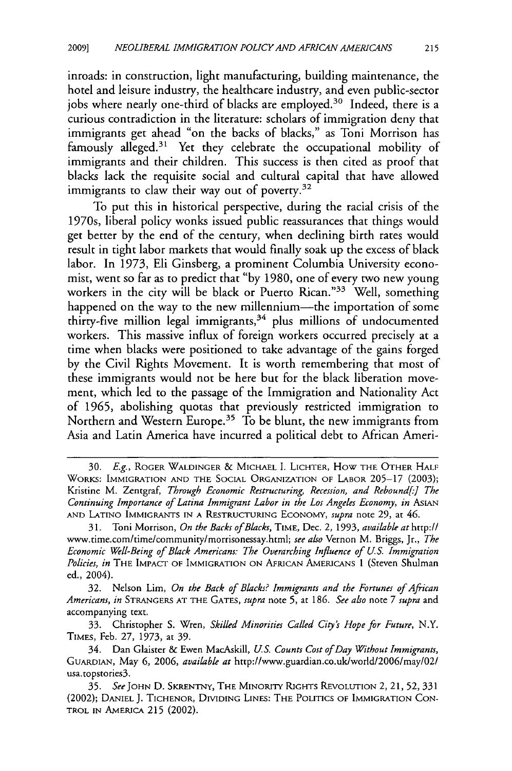inroads: in construction, light manufacturing, building maintenance, the hotel and leisure industry, the healthcare industry, and even public-sector jobs where nearly one-third of blacks are employed.[30] Indeed, there is a curious contradiction in the literature: scholars of immigration deny that immigrants get ahead "on the backs of blacks," as Toni Morrison has famously alleged.[31] Yet they celebrate the occupational mobility of immigrants and their children. This success is then cited as proof that blacks lack the requisite social and cultural capital that have allowed immigrants to claw their way out of poverty.[32]

To put this in historical perspective, during the racial crisis of the 1970s, liberal policy wonks issued public reassurances that things would get better by the end of the century, when declining birth rates would result in tight labor markets that would finally soak up the excess of black labor. In 1973, Eli Ginsberg, a prominent Columbia University economist, went so far as to predict that "by 1980, one of every two new young workers in the city will be black or Puerto Rican."[33] Well, something happened on the way to the new millennium—the importation of some thirty-five million legal immigrants,[34] plus millions of undocumented workers. This massive influx of foreign workers occurred precisely at a time when blacks were positioned to take advantage of the gains forged by the Civil Rights Movement. It is worth remembering that most of these immigrants would not be here but for the black liberation movement, which led to the passage of the Immigration and Nationality Act of 1965, abolishing quotas that previously restricted immigration to Northern and Western Europe.[35] To be blunt, the new immigrants from Asia and Latin America have incurred a political debt to African Ameri-

---

30. *E.g.*, ROGER WALDINGER & MICHAEL I. LICHTER, HOW THE OTHER HALF WORKS: IMMIGRATION AND THE SOCIAL ORGANIZATION OF LABOR 205–17 (2003); Kristine M. Zentgraf, *Through Economic Restructuring, Recession, and Rebound[:] The Continuing Importance of Latina Immigrant Labor in the Los Angeles Economy*, *in* ASIAN AND LATINO IMMIGRANTS IN A RESTRUCTURING ECONOMY, *supra* note 29, at 46.

31. Toni Morrison, *On the Backs of Blacks*, TIME, Dec. 2, 1993, *available at* http://www.time.com/time/community/morrisonessay.html; *see also* Vernon M. Briggs, Jr., *The Economic Well-Being of Black Americans: The Overarching Influence of U.S. Immigration Policies*, *in* THE IMPACT OF IMMIGRATION ON AFRICAN AMERICANS 1 (Steven Shulman ed., 2004).

32. Nelson Lim, *On the Back of Blacks? Immigrants and the Fortunes of African Americans*, *in* STRANGERS AT THE GATES, *supra* note 5, at 186. *See also* note 7 *supra* and accompanying text.

33. Christopher S. Wren, *Skilled Minorities Called City's Hope for Future*, N.Y. TIMES, Feb. 27, 1973, at 39.

34. Dan Glaister & Ewen MacAskill, *U.S. Counts Cost of Day Without Immigrants*, GUARDIAN, May 6, 2006, *available at* http://www.guardian.co.uk/world/2006/may/02/usa.topstories3.

35. *See* JOHN D. SKRENTNY, THE MINORITY RIGHTS REVOLUTION 2, 21, 52, 331 (2002); DANIEL J. TICHENOR, DIVIDING LINES: THE POLITICS OF IMMIGRATION CONTROL IN AMERICA 215 (2002).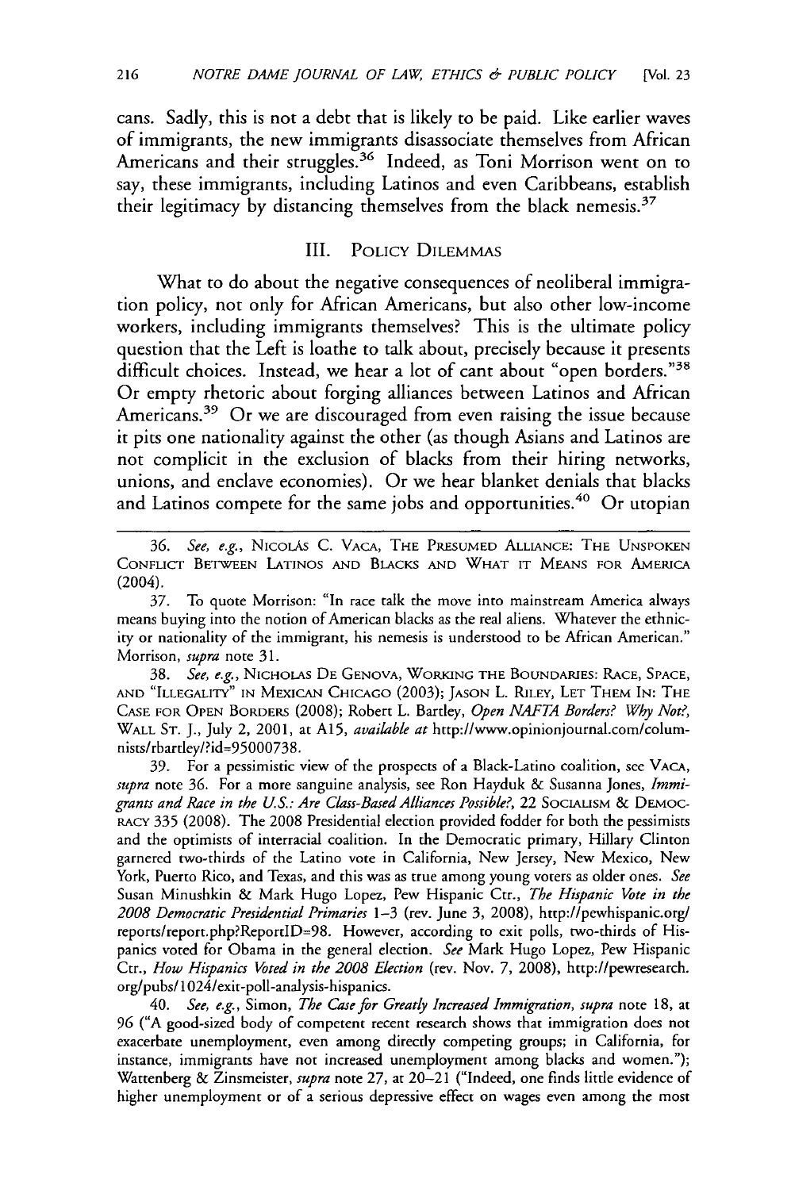cans. Sadly, this is not a debt that is likely to be paid. Like earlier waves of immigrants, the new immigrants disassociate themselves from African Americans and their struggles.[36] Indeed, as Toni Morrison went on to say, these immigrants, including Latinos and even Caribbeans, establish their legitimacy by distancing themselves from the black nemesis.[37]

## III. POLICY DILEMMAS

What to do about the negative consequences of neoliberal immigration policy, not only for African Americans, but also other low-income workers, including immigrants themselves? This is the ultimate policy question that the Left is loathe to talk about, precisely because it presents difficult choices. Instead, we hear a lot of cant about "open borders."[38] Or empty rhetoric about forging alliances between Latinos and African Americans.[39] Or we are discouraged from even raising the issue because it pits one nationality against the other (as though Asians and Latinos are not complicit in the exclusion of blacks from their hiring networks, unions, and enclave economies). Or we hear blanket denials that blacks and Latinos compete for the same jobs and opportunities.[40] Or utopian

---

36. *See, e.g.*, NICOLÁS C. VACA, THE PRESUMED ALLIANCE: THE UNSPOKEN CONFLICT BETWEEN LATINOS AND BLACKS AND WHAT IT MEANS FOR AMERICA (2004).

37. To quote Morrison: "In race talk the move into mainstream America always means buying into the notion of American blacks as the real aliens. Whatever the ethnicity or nationality of the immigrant, his nemesis is understood to be African American." Morrison, *supra* note 31.

38. *See, e.g.*, NICHOLAS DE GENOVA, WORKING THE BOUNDARIES: RACE, SPACE, AND "ILLEGALITY" IN MEXICAN CHICAGO (2003); JASON L. RILEY, LET THEM IN: THE CASE FOR OPEN BORDERS (2008); Robert L. Bartley, *Open NAFTA Borders? Why Not?*, WALL ST. J., July 2, 2001, at A15, *available at* http://www.opinionjournal.com/columnists/rbartley/?id=95000738.

39. For a pessimistic view of the prospects of a Black-Latino coalition, see VACA, *supra* note 36. For a more sanguine analysis, see Ron Hayduk & Susanna Jones, *Immigrants and Race in the U.S.: Are Class-Based Alliances Possible?*, 22 SOCIALISM & DEMOCRACY 335 (2008). The 2008 Presidential election provided fodder for both the pessimists and the optimists of interracial coalition. In the Democratic primary, Hillary Clinton garnered two-thirds of the Latino vote in California, New Jersey, New Mexico, New York, Puerto Rico, and Texas, and this was as true among young voters as older ones. *See* Susan Minushkin & Mark Hugo Lopez, Pew Hispanic Ctr., *The Hispanic Vote in the 2008 Democratic Presidential Primaries* 1–3 (rev. June 3, 2008), http://pewhispanic.org/reports/report.php?ReportID=98. However, according to exit polls, two-thirds of Hispanics voted for Obama in the general election. *See* Mark Hugo Lopez, Pew Hispanic Ctr., *How Hispanics Voted in the 2008 Election* (rev. Nov. 7, 2008), http://pewresearch.org/pubs/1024/exit-poll-analysis-hispanics.

40. *See, e.g.*, Simon, *The Case for Greatly Increased Immigration*, *supra* note 18, at 96 ("A good-sized body of competent recent research shows that immigration does not exacerbate unemployment, even among directly competing groups; in California, for instance, immigrants have not increased unemployment among blacks and women."); Wattenberg & Zinsmeister, *supra* note 27, at 20–21 ("Indeed, one finds little evidence of higher unemployment or of a serious depressive effect on wages even among the most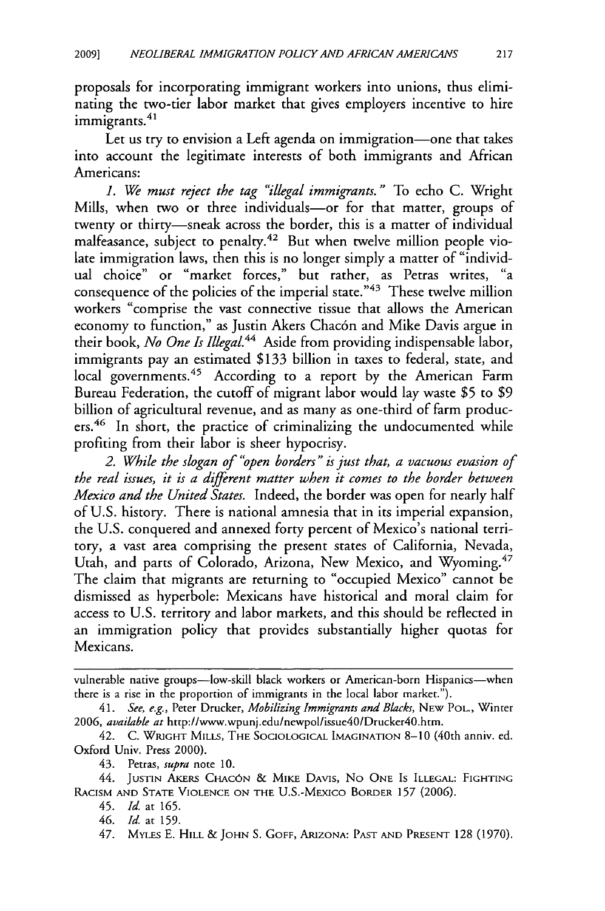proposals for incorporating immigrant workers into unions, thus eliminating the two-tier labor market that gives employers incentive to hire immigrants.[41]

Let us try to envision a Left agenda on immigration—one that takes into account the legitimate interests of both immigrants and African Americans:

*1. We must reject the tag "illegal immigrants."* To echo C. Wright Mills, when two or three individuals—or for that matter, groups of twenty or thirty—sneak across the border, this is a matter of individual malfeasance, subject to penalty.[42] But when twelve million people violate immigration laws, then this is no longer simply a matter of "individual choice" or "market forces," but rather, as Petras writes, "a consequence of the policies of the imperial state."[43] These twelve million workers "comprise the vast connective tissue that allows the American economy to function," as Justin Akers Chacón and Mike Davis argue in their book, *No One Is Illegal*.[44] Aside from providing indispensable labor, immigrants pay an estimated $133 billion in taxes to federal, state, and local governments.[45] According to a report by the American Farm Bureau Federation, the cutoff of migrant labor would lay waste $5 to $9 billion of agricultural revenue, and as many as one-third of farm producers.[46] In short, the practice of criminalizing the undocumented while profiting from their labor is sheer hypocrisy.

*2. While the slogan of "open borders" is just that, a vacuous evasion of the real issues, it is a different matter when it comes to the border between Mexico and the United States.* Indeed, the border was open for nearly half of U.S. history. There is national amnesia that in its imperial expansion, the U.S. conquered and annexed forty percent of Mexico's national territory, a vast area comprising the present states of California, Nevada, Utah, and parts of Colorado, Arizona, New Mexico, and Wyoming.[47] The claim that migrants are returning to "occupied Mexico" cannot be dismissed as hyperbole: Mexicans have historical and moral claim for access to U.S. territory and labor markets, and this should be reflected in an immigration policy that provides substantially higher quotas for Mexicans.

---

vulnerable native groups—low-skill black workers or American-born Hispanics—when there is a rise in the proportion of immigrants in the local labor market.").

41. *See, e.g.*, Peter Drucker, *Mobilizing Immigrants and Blacks*, NEW POL., Winter 2006, *available at* http://www.wpunj.edu/newpol/issue40/Drucker40.htm.

42. C. WRIGHT MILLS, THE SOCIOLOGICAL IMAGINATION 8–10 (40th anniv. ed. Oxford Univ. Press 2000).

43. Petras, *supra* note 10.

44. JUSTIN AKERS CHACÓN & MIKE DAVIS, NO ONE IS ILLEGAL: FIGHTING RACISM AND STATE VIOLENCE ON THE U.S.-MEXICO BORDER 157 (2006).

45. *Id.* at 165.

46. *Id.* at 159.

47. MYLES E. HILL & JOHN S. GOFF, ARIZONA: PAST AND PRESENT 128 (1970).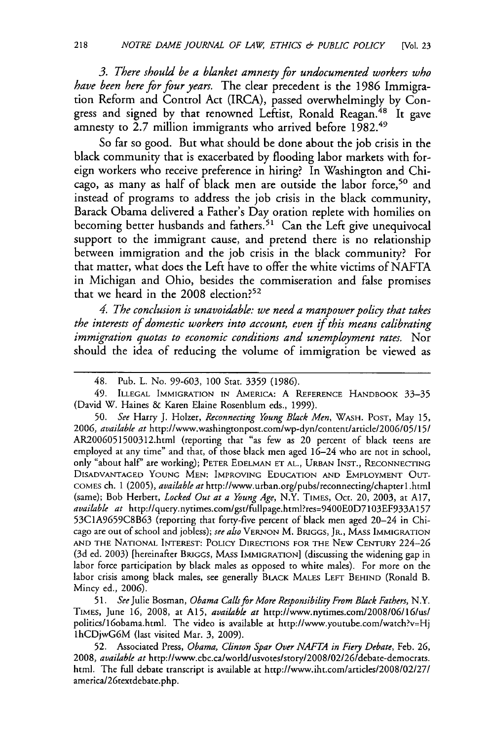*3. There should be a blanket amnesty for undocumented workers who have been here for four years.* The clear precedent is the 1986 Immigration Reform and Control Act (IRCA), passed overwhelmingly by Congress and signed by that renowned Leftist, Ronald Reagan.[48] It gave amnesty to 2.7 million immigrants who arrived before 1982.[49]

So far so good. But what should be done about the job crisis in the black community that is exacerbated by flooding labor markets with foreign workers who receive preference in hiring? In Washington and Chicago, as many as half of black men are outside the labor force,[50] and instead of programs to address the job crisis in the black community, Barack Obama delivered a Father's Day oration replete with homilies on becoming better husbands and fathers.[51] Can the Left give unequivocal support to the immigrant cause, and pretend there is no relationship between immigration and the job crisis in the black community? For that matter, what does the Left have to offer the white victims of NAFTA in Michigan and Ohio, besides the commiseration and false promises that we heard in the 2008 election?[52]

*4. The conclusion is unavoidable: we need a manpower policy that takes the interests of domestic workers into account, even if this means calibrating immigration quotas to economic conditions and unemployment rates.* Nor should the idea of reducing the volume of immigration be viewed as

---

48. Pub. L. No. 99-603, 100 Stat. 3359 (1986).

49. ILLEGAL IMMIGRATION IN AMERICA: A REFERENCE HANDBOOK 33–35 (David W. Haines & Karen Elaine Rosenblum eds., 1999).

50. *See* Harry J. Holzer, *Reconnecting Young Black Men*, WASH. POST, May 15, 2006, *available at* http://www.washingtonpost.com/wp-dyn/content/article/2006/05/15/AR2006051500312.html (reporting that "as few as 20 percent of black teens are employed at any time" and that, of those black men aged 16–24 who are not in school, only "about half" are working); PETER EDELMAN ET AL., URBAN INST., RECONNECTING DISADVANTAGED YOUNG MEN: IMPROVING EDUCATION AND EMPLOYMENT OUTCOMES ch. 1 (2005), *available at* http://www.urban.org/pubs/reconnecting/chapter1.html (same); Bob Herbert, *Locked Out at a Young Age*, N.Y. TIMES, Oct. 20, 2003, at A17, *available at* http://query.nytimes.com/gst/fullpage.html?res=9400E0D7103EF933A15753C1A9659C8B63 (reporting that forty-five percent of black men aged 20–24 in Chicago are out of school and jobless); *see also* VERNON M. BRIGGS, JR., MASS IMMIGRATION AND THE NATIONAL INTEREST: POLICY DIRECTIONS FOR THE NEW CENTURY 224–26 (3d ed. 2003) [hereinafter BRIGGS, MASS IMMIGRATION] (discussing the widening gap in labor force participation by black males as opposed to white males). For more on the labor crisis among black males, see generally BLACK MALES LEFT BEHIND (Ronald B. Mincy ed., 2006).

51. *See* Julie Bosman, *Obama Calls for More Responsibility From Black Fathers*, N.Y. TIMES, June 16, 2008, at A15, *available at* http://www.nytimes.com/2008/06/16/us/politics/16obama.html. The video is available at http://www.youtube.com/watch?v=Hj1hCDjwG6M (last visited Mar. 3, 2009).

52. Associated Press, *Obama, Clinton Spar Over NAFTA in Fiery Debate*, Feb. 26, 2008, *available at* http://www.cbc.ca/world/usvotes/story/2008/02/26/debate-democrats.html. The full debate transcript is available at http://www.iht.com/articles/2008/02/27/america/26textdebate.php.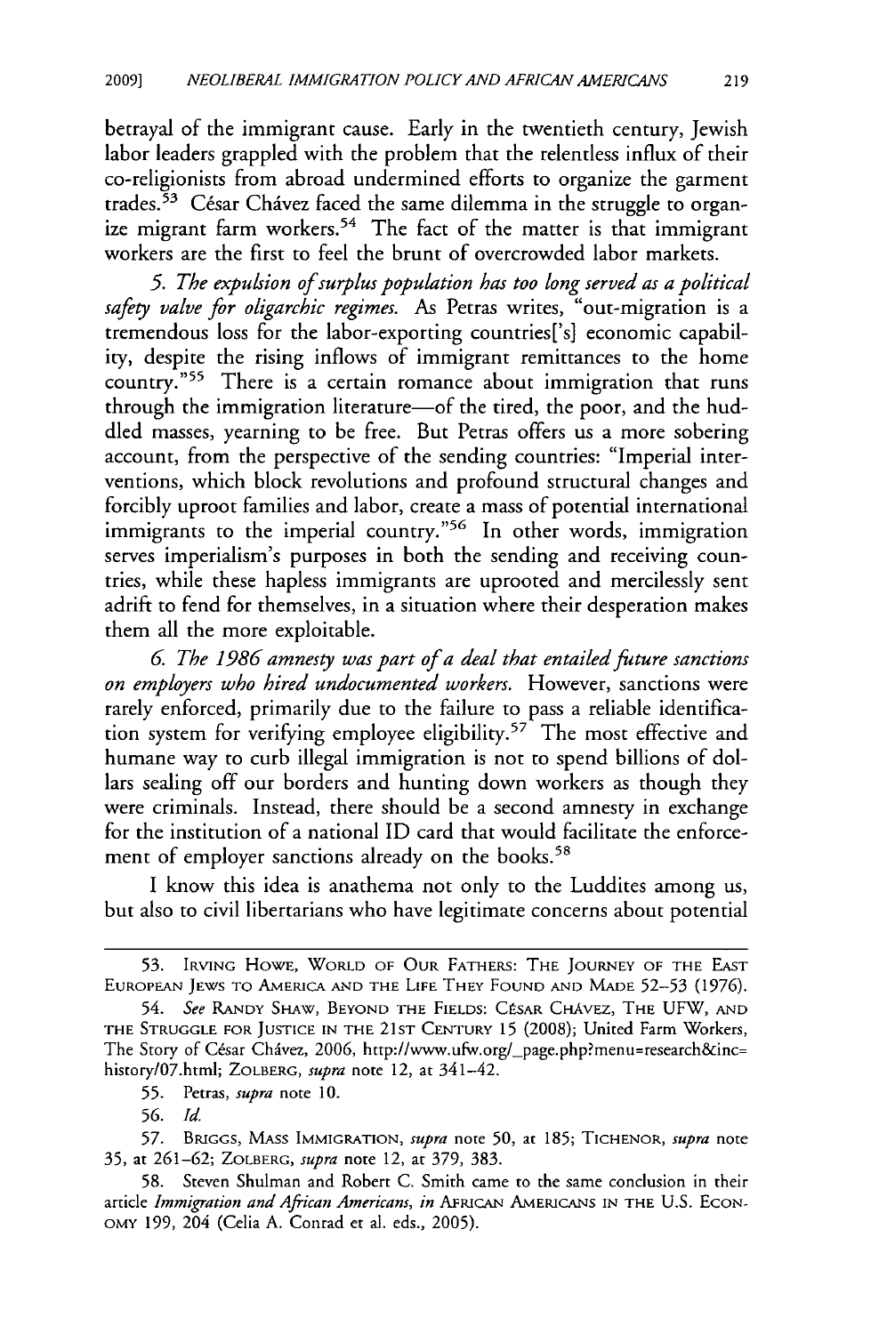betrayal of the immigrant cause. Early in the twentieth century, Jewish labor leaders grappled with the problem that the relentless influx of their co-religionists from abroad undermined efforts to organize the garment trades.[53] César Chávez faced the same dilemma in the struggle to organize migrant farm workers.[54] The fact of the matter is that immigrant workers are the first to feel the brunt of overcrowded labor markets.

*5. The expulsion of surplus population has too long served as a political safety valve for oligarchic regimes.* As Petras writes, "out-migration is a tremendous loss for the labor-exporting countries['s] economic capability, despite the rising inflows of immigrant remittances to the home country."[55] There is a certain romance about immigration that runs through the immigration literature—of the tired, the poor, and the huddled masses, yearning to be free. But Petras offers us a more sobering account, from the perspective of the sending countries: "Imperial interventions, which block revolutions and profound structural changes and forcibly uproot families and labor, create a mass of potential international immigrants to the imperial country."[56] In other words, immigration serves imperialism's purposes in both the sending and receiving countries, while these hapless immigrants are uprooted and mercilessly sent adrift to fend for themselves, in a situation where their desperation makes them all the more exploitable.

*6. The 1986 amnesty was part of a deal that entailed future sanctions on employers who hired undocumented workers.* However, sanctions were rarely enforced, primarily due to the failure to pass a reliable identification system for verifying employee eligibility.[57] The most effective and humane way to curb illegal immigration is not to spend billions of dollars sealing off our borders and hunting down workers as though they were criminals. Instead, there should be a second amnesty in exchange for the institution of a national ID card that would facilitate the enforcement of employer sanctions already on the books.[58]

I know this idea is anathema not only to the Luddites among us, but also to civil libertarians who have legitimate concerns about potential

---

53. IRVING HOWE, WORLD OF OUR FATHERS: THE JOURNEY OF THE EAST EUROPEAN JEWS TO AMERICA AND THE LIFE THEY FOUND AND MADE 52–53 (1976).

54. *See* RANDY SHAW, BEYOND THE FIELDS: CÉSAR CHÁVEZ, THE UFW, AND THE STRUGGLE FOR JUSTICE IN THE 21ST CENTURY 15 (2008); United Farm Workers, The Story of César Chávez, 2006, http://www.ufw.org/_page.php?menu=research&inc=history/07.html; ZOLBERG, *supra* note 12, at 341–42.

55. Petras, *supra* note 10.

56. *Id.*

57. BRIGGS, MASS IMMIGRATION, *supra* note 50, at 185; TICHENOR, *supra* note 35, at 261–62; ZOLBERG, *supra* note 12, at 379, 383.

58. Steven Shulman and Robert C. Smith came to the same conclusion in their article *Immigration and African Americans*, *in* AFRICAN AMERICANS IN THE U.S. ECONOMY 199, 204 (Celia A. Conrad et al. eds., 2005).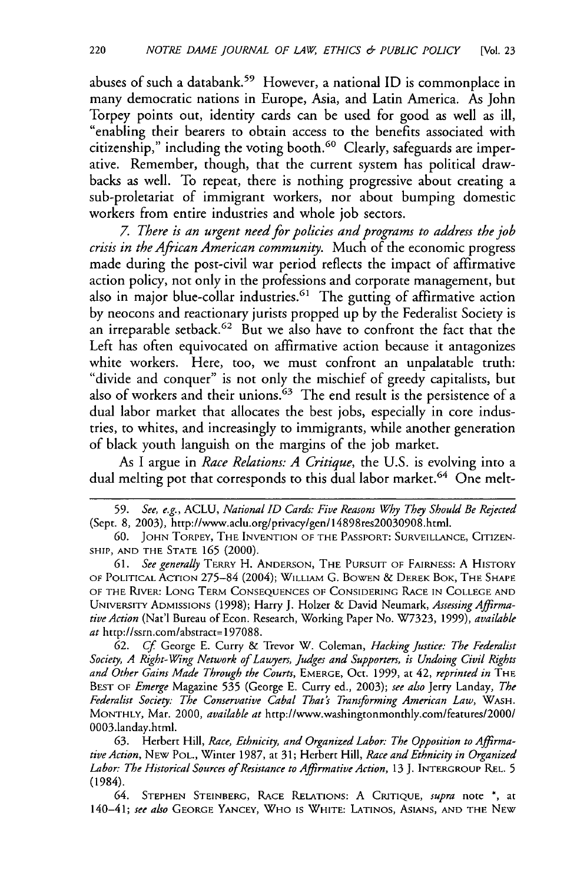abuses of such a databank.[59] However, a national ID is commonplace in many democratic nations in Europe, Asia, and Latin America. As John Torpey points out, identity cards can be used for good as well as ill, "enabling their bearers to obtain access to the benefits associated with citizenship," including the voting booth.[60] Clearly, safeguards are imperative. Remember, though, that the current system has political drawbacks as well. To repeat, there is nothing progressive about creating a sub-proletariat of immigrant workers, nor about bumping domestic workers from entire industries and whole job sectors.

*7. There is an urgent need for policies and programs to address the job crisis in the African American community.* Much of the economic progress made during the post-civil war period reflects the impact of affirmative action policy, not only in the professions and corporate management, but also in major blue-collar industries.[61] The gutting of affirmative action by neocons and reactionary jurists propped up by the Federalist Society is an irreparable setback.[62] But we also have to confront the fact that the Left has often equivocated on affirmative action because it antagonizes white workers. Here, too, we must confront an unpalatable truth: "divide and conquer" is not only the mischief of greedy capitalists, but also of workers and their unions.[63] The end result is the persistence of a dual labor market that allocates the best jobs, especially in core industries, to whites, and increasingly to immigrants, while another generation of black youth languish on the margins of the job market.

As I argue in *Race Relations: A Critique*, the U.S. is evolving into a dual melting pot that corresponds to this dual labor market.[64] One melt-

---

59. *See, e.g.*, ACLU, *National ID Cards: Five Reasons Why They Should Be Rejected* (Sept. 8, 2003), http://www.aclu.org/privacy/gen/14898res20030908.html.

60. JOHN TORPEY, THE INVENTION OF THE PASSPORT: SURVEILLANCE, CITIZENSHIP, AND THE STATE 165 (2000).

61. *See generally* TERRY H. ANDERSON, THE PURSUIT OF FAIRNESS: A HISTORY OF POLITICAL ACTION 275–84 (2004); WILLIAM G. BOWEN & DEREK BOK, THE SHAPE OF THE RIVER: LONG TERM CONSEQUENCES OF CONSIDERING RACE IN COLLEGE AND UNIVERSITY ADMISSIONS (1998); Harry J. Holzer & David Neumark, *Assessing Affirmative Action* (Nat'l Bureau of Econ. Research, Working Paper No. W7323, 1999), *available at* http://ssrn.com/abstract=197088.

62. *Cf.* George E. Curry & Trevor W. Coleman, *Hacking Justice: The Federalist Society, A Right-Wing Network of Lawyers, Judges and Supporters, is Undoing Civil Rights and Other Gains Made Through the Courts*, EMERGE, Oct. 1999, at 42, *reprinted in* THE BEST OF *Emerge* Magazine 535 (George E. Curry ed., 2003); *see also* Jerry Landay, *The Federalist Society: The Conservative Cabal That's Transforming American Law*, WASH. MONTHLY, Mar. 2000, *available at* http://www.washingtonmonthly.com/features/2000/0003.landay.html.

63. Herbert Hill, *Race, Ethnicity, and Organized Labor: The Opposition to Affirmative Action*, NEW POL., Winter 1987, at 31; Herbert Hill, *Race and Ethnicity in Organized Labor: The Historical Sources of Resistance to Affirmative Action*, 13 J. INTERGROUP REL. 5 (1984).

64. STEPHEN STEINBERG, RACE RELATIONS: A CRITIQUE, *supra* note *, at 140–41; *see also* GEORGE YANCEY, WHO IS WHITE: LATINOS, ASIANS, AND THE NEW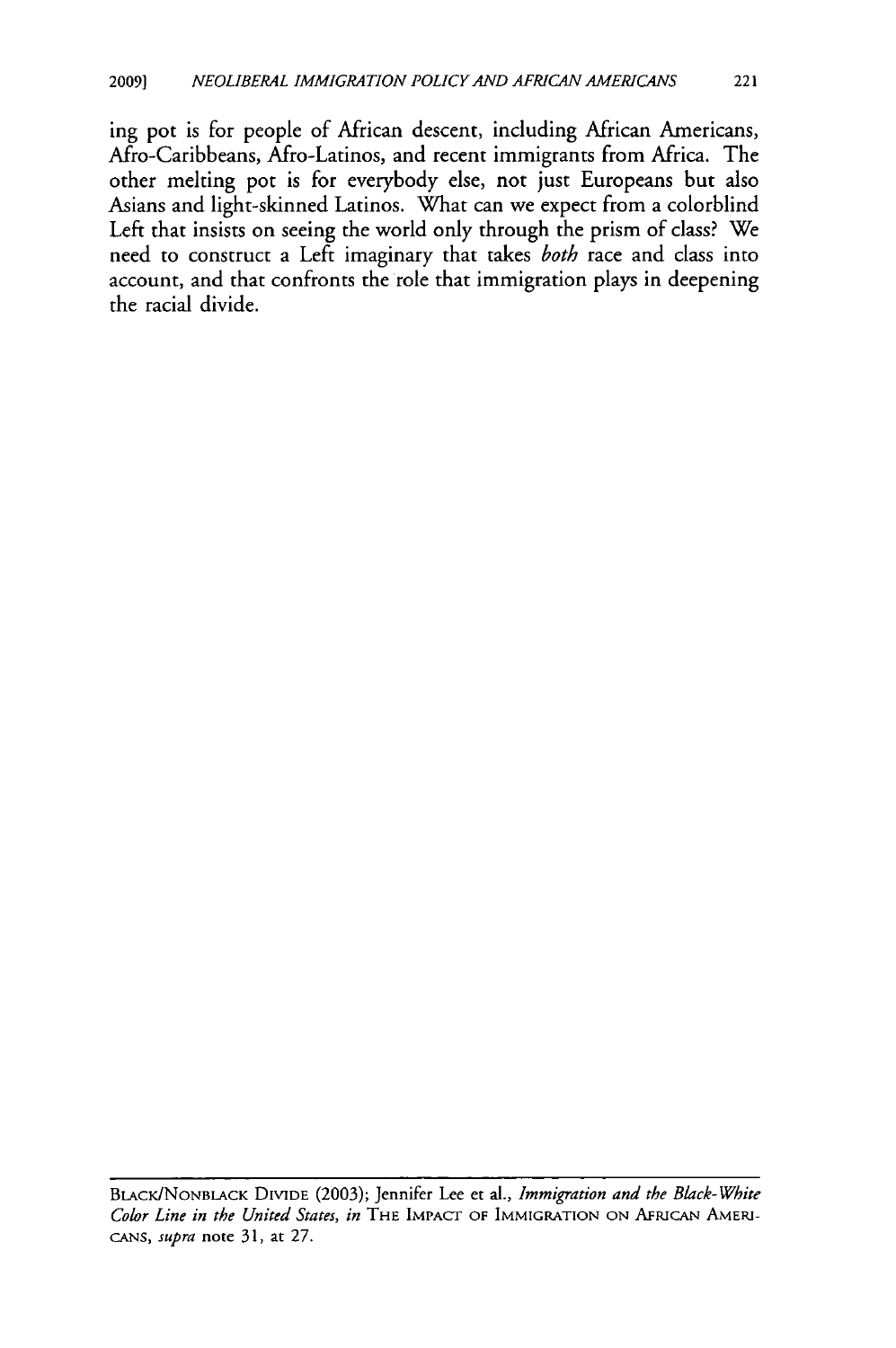ing pot is for people of African descent, including African Americans, Afro-Caribbeans, Afro-Latinos, and recent immigrants from Africa. The other melting pot is for everybody else, not just Europeans but also Asians and light-skinned Latinos. What can we expect from a colorblind Left that insists on seeing the world only through the prism of class? We need to construct a Left imaginary that takes *both* race and class into account, and that confronts the role that immigration plays in deepening the racial divide.

---

BLACK/NONBLACK DIVIDE (2003); Jennifer Lee et al., *Immigration and the Black-White Color Line in the United States*, *in* THE IMPACT OF IMMIGRATION ON AFRICAN AMERICANS, *supra* note 31, at 27.